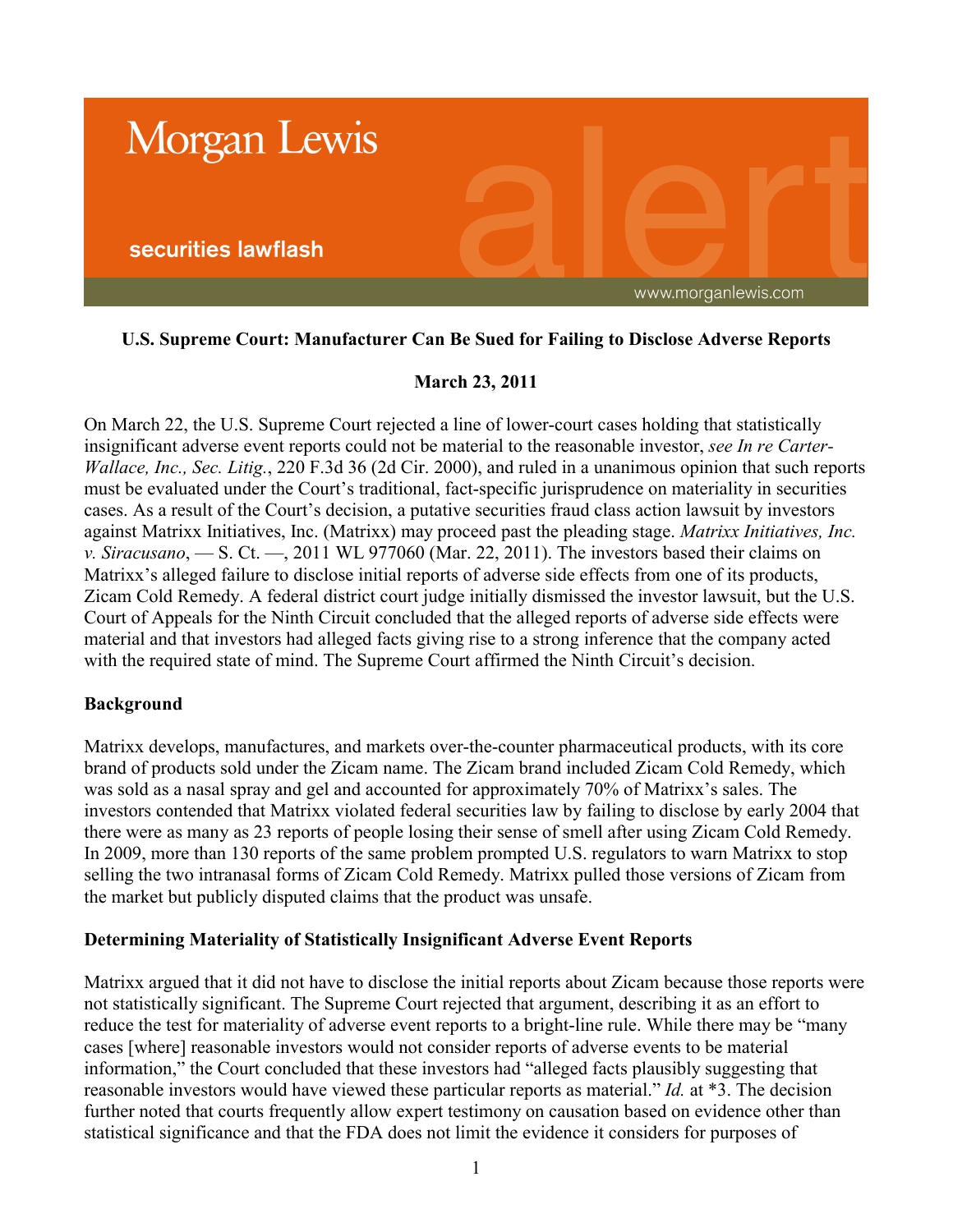Morgan Lewis

securities lawflash

alert

www.morganlewis.com

**U.S. Supreme Court: Manufacturer Can Be Sued for Failing to Disclose Adverse Reports**

**March 23, 2011**

On March 22, the U.S. Supreme Court rejected a line of lower-court cases holding that statistically insignificant adverse event reports could not be material to the reasonable investor, *see In re Carter-Wallace, Inc., Sec. Litig.*, 220 F.3d 36 (2d Cir. 2000), and ruled in a unanimous opinion that such reports must be evaluated under the Court's traditional, fact-specific jurisprudence on materiality in securities cases. As a result of the Court's decision, a putative securities fraud class action lawsuit by investors against Matrixx Initiatives, Inc. (Matrixx) may proceed past the pleading stage. *Matrixx Initiatives, Inc. v. Siracusano*, — S. Ct. —, 2011 WL 977060 (Mar. 22, 2011). The investors based their claims on Matrixx's alleged failure to disclose initial reports of adverse side effects from one of its products, Zicam Cold Remedy. A federal district court judge initially dismissed the investor lawsuit, but the U.S. Court of Appeals for the Ninth Circuit concluded that the alleged reports of adverse side effects were material and that investors had alleged facts giving rise to a strong inference that the company acted with the required state of mind. The Supreme Court affirmed the Ninth Circuit's decision.

**Background**

Matrixx develops, manufactures, and markets over-the-counter pharmaceutical products, with its core brand of products sold under the Zicam name. The Zicam brand included Zicam Cold Remedy, which was sold as a nasal spray and gel and accounted for approximately 70% of Matrixx's sales. The investors contended that Matrixx violated federal securities law by failing to disclose by early 2004 that there were as many as 23 reports of people losing their sense of smell after using Zicam Cold Remedy. In 2009, more than 130 reports of the same problem prompted U.S. regulators to warn Matrixx to stop selling the two intranasal forms of Zicam Cold Remedy. Matrixx pulled those versions of Zicam from the market but publicly disputed claims that the product was unsafe.

**Determining Materiality of Statistically Insignificant Adverse Event Reports**

Matrixx argued that it did not have to disclose the initial reports about Zicam because those reports were not statistically significant. The Supreme Court rejected that argument, describing it as an effort to reduce the test for materiality of adverse event reports to a bright-line rule. While there may be "many cases [where] reasonable investors would not consider reports of adverse events to be material information," the Court concluded that these investors had "alleged facts plausibly suggesting that reasonable investors would have viewed these particular reports as material." *Id.* at *3. The decision further noted that courts frequently allow expert testimony on causation based on evidence other than statistical significance and that the FDA does not limit the evidence it considers for purposes of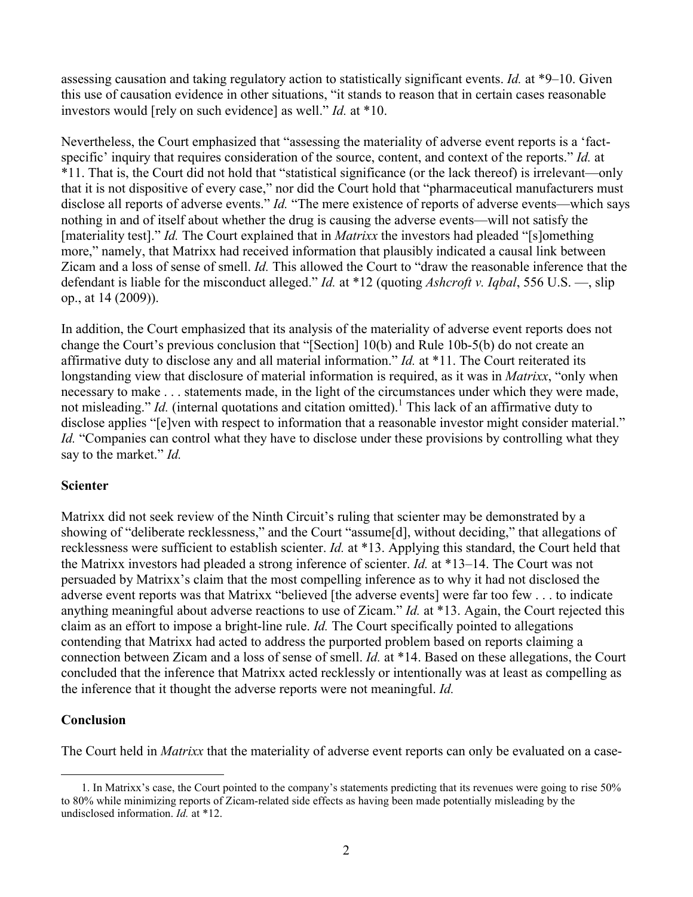assessing causation and taking regulatory action to statistically significant events. *Id.* at *9–10. Given this use of causation evidence in other situations, "it stands to reason that in certain cases reasonable investors would [rely on such evidence] as well." *Id.* at *10.

Nevertheless, the Court emphasized that "assessing the materiality of adverse event reports is a 'fact-specific' inquiry that requires consideration of the source, content, and context of the reports." *Id.* at *11. That is, the Court did not hold that "statistical significance (or the lack thereof) is irrelevant—only that it is not dispositive of every case," nor did the Court hold that "pharmaceutical manufacturers must disclose all reports of adverse events." *Id.* "The mere existence of reports of adverse events—which says nothing in and of itself about whether the drug is causing the adverse events—will not satisfy the [materiality test]." *Id.* The Court explained that in *Matrixx* the investors had pleaded "[s]omething more," namely, that Matrixx had received information that plausibly indicated a causal link between Zicam and a loss of sense of smell. *Id.* This allowed the Court to "draw the reasonable inference that the defendant is liable for the misconduct alleged." *Id.* at *12 (quoting *Ashcroft v. Iqbal*, 556 U.S. —, slip op., at 14 (2009)).

In addition, the Court emphasized that its analysis of the materiality of adverse event reports does not change the Court's previous conclusion that "[Section] 10(b) and Rule 10b-5(b) do not create an affirmative duty to disclose any and all material information." *Id.* at *11. The Court reiterated its longstanding view that disclosure of material information is required, as it was in *Matrixx*, "only when necessary to make . . . statements made, in the light of the circumstances under which they were made, not misleading." *Id.* (internal quotations and citation omitted).[1] This lack of an affirmative duty to disclose applies "[e]ven with respect to information that a reasonable investor might consider material." *Id.* "Companies can control what they have to disclose under these provisions by controlling what they say to the market." *Id.*

**Scienter**

Matrixx did not seek review of the Ninth Circuit's ruling that scienter may be demonstrated by a showing of "deliberate recklessness," and the Court "assume[d], without deciding," that allegations of recklessness were sufficient to establish scienter. *Id.* at *13. Applying this standard, the Court held that the Matrixx investors had pleaded a strong inference of scienter. *Id.* at *13–14. The Court was not persuaded by Matrixx's claim that the most compelling inference as to why it had not disclosed the adverse event reports was that Matrixx "believed [the adverse events] were far too few . . . to indicate anything meaningful about adverse reactions to use of Zicam." *Id.* at *13. Again, the Court rejected this claim as an effort to impose a bright-line rule. *Id.* The Court specifically pointed to allegations contending that Matrixx had acted to address the purported problem based on reports claiming a connection between Zicam and a loss of sense of smell. *Id.* at *14. Based on these allegations, the Court concluded that the inference that Matrixx acted recklessly or intentionally was at least as compelling as the inference that it thought the adverse reports were not meaningful. *Id.*

**Conclusion**

The Court held in *Matrixx* that the materiality of adverse event reports can only be evaluated on a case-

---

1. In Matrixx's case, the Court pointed to the company's statements predicting that its revenues were going to rise 50% to 80% while minimizing reports of Zicam-related side effects as having been made potentially misleading by the undisclosed information. *Id.* at *12.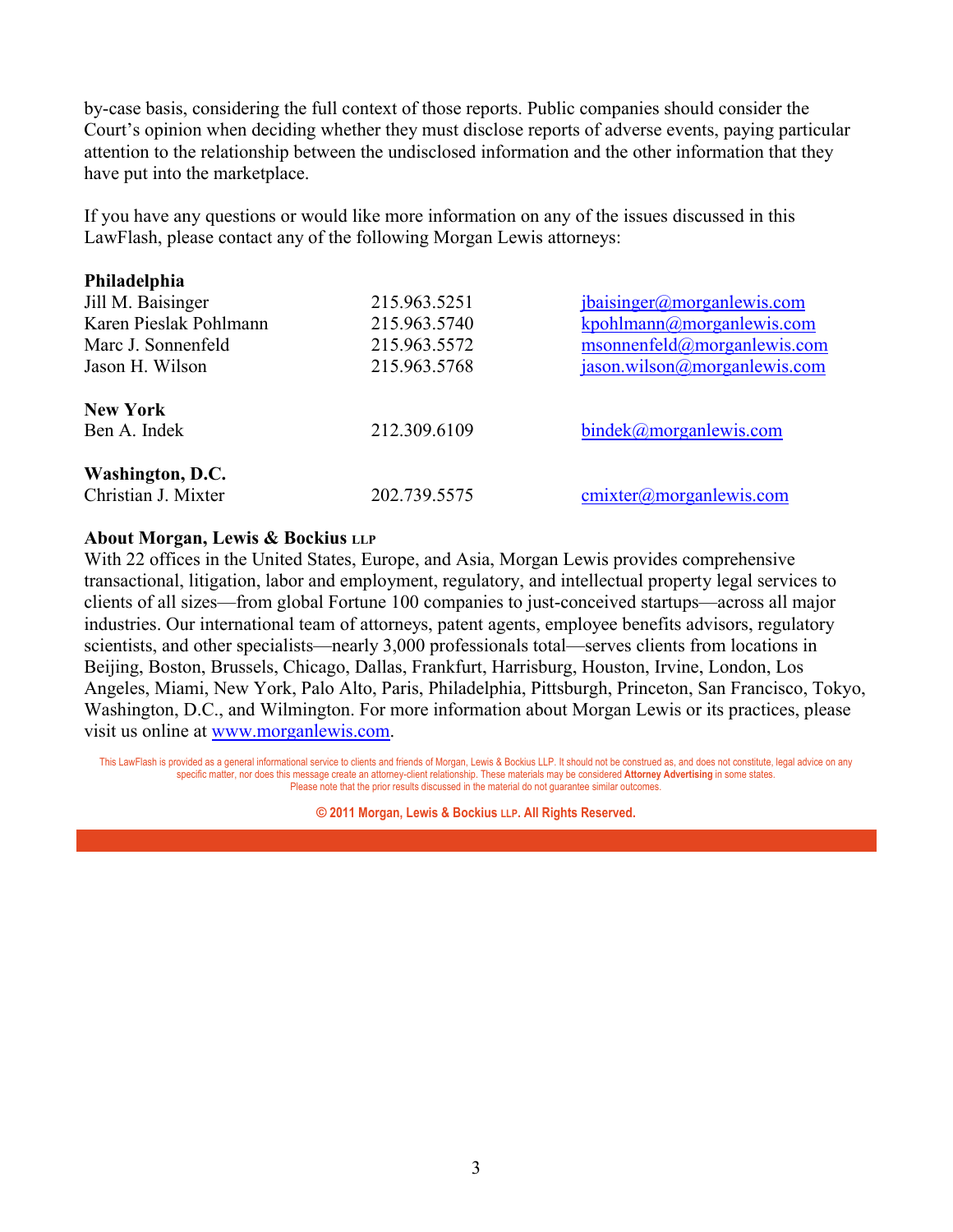by-case basis, considering the full context of those reports. Public companies should consider the Court's opinion when deciding whether they must disclose reports of adverse events, paying particular attention to the relationship between the undisclosed information and the other information that they have put into the marketplace.

If you have any questions or would like more information on any of the issues discussed in this LawFlash, please contact any of the following Morgan Lewis attorneys:

| | | |
|---|---|---|
| **Philadelphia** | | |
| Jill M. Baisinger | 215.963.5251 | jbaisinger@morganlewis.com |
| Karen Pieslak Pohlmann | 215.963.5740 | kpohlmann@morganlewis.com |
| Marc J. Sonnenfeld | 215.963.5572 | msonnenfeld@morganlewis.com |
| Jason H. Wilson | 215.963.5768 | jason.wilson@morganlewis.com |
| **New York** | | |
| Ben A. Indek | 212.309.6109 | bindek@morganlewis.com |
| **Washington, D.C.** | | |
| Christian J. Mixter | 202.739.5575 | cmixter@morganlewis.com |

**About Morgan, Lewis & Bockius LLP**

With 22 offices in the United States, Europe, and Asia, Morgan Lewis provides comprehensive transactional, litigation, labor and employment, regulatory, and intellectual property legal services to clients of all sizes—from global Fortune 100 companies to just-conceived startups—across all major industries. Our international team of attorneys, patent agents, employee benefits advisors, regulatory scientists, and other specialists—nearly 3,000 professionals total—serves clients from locations in Beijing, Boston, Brussels, Chicago, Dallas, Frankfurt, Harrisburg, Houston, Irvine, London, Los Angeles, Miami, New York, Palo Alto, Paris, Philadelphia, Pittsburgh, Princeton, San Francisco, Tokyo, Washington, D.C., and Wilmington. For more information about Morgan Lewis or its practices, please visit us online at www.morganlewis.com.

This LawFlash is provided as a general informational service to clients and friends of Morgan, Lewis & Bockius LLP. It should not be construed as, and does not constitute, legal advice on any specific matter, nor does this message create an attorney-client relationship. These materials may be considered **Attorney Advertising** in some states. Please note that the prior results discussed in the material do not guarantee similar outcomes.

**© 2011 Morgan, Lewis & Bockius LLP. All Rights Reserved.**